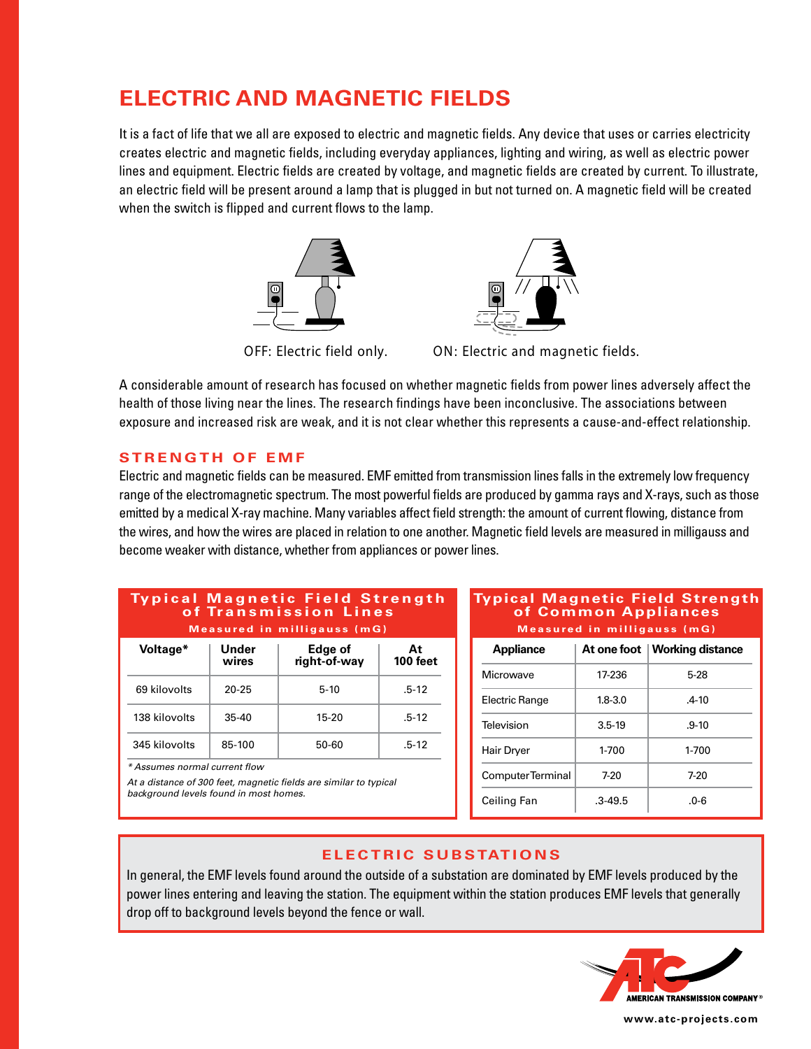# ELECTRIC AND MAGNETIC FIELDS

It is a fact of life that we all are exposed to electric and magnetic fields. Any device that uses or carries electricity creates electric and magnetic fields, including everyday appliances, lighting and wiring, as well as electric power lines and equipment. Electric fields are created by voltage, and magnetic fields are created by current. To illustrate, an electric field will be present around a lamp that is plugged in but not turned on. A magnetic field will be created when the switch is flipped and current flows to the lamp.

OFF: Electric field only. ON: Electric and magnetic fields.

A considerable amount of research has focused on whether magnetic fields from power lines adversely affect the health of those living near the lines. The research findings have been inconclusive. The associations between exposure and increased risk are weak, and it is not clear whether this represents a cause-and-effect relationship.

## STRENGTH OF EMF

Electric and magnetic fields can be measured. EMF emitted from transmission lines falls in the extremely low frequency range of the electromagnetic spectrum. The most powerful fields are produced by gamma rays and X-rays, such as those emitted by a medical X-ray machine. Many variables affect field strength: the amount of current flowing, distance from the wires, and how the wires are placed in relation to one another. Magnetic field levels are measured in milligauss and become weaker with distance, whether from appliances or power lines.

### Typical Magnetic Field Strength of Transmission Lines

Measured in milligauss (mG)

| Voltage* | Under wires | Edge of right-of-way | At 100 feet |
|---|---|---|---|
| 69 kilovolts | 20-25 | 5-10 | .5-12 |
| 138 kilovolts | 35-40 | 15-20 | .5-12 |
| 345 kilovolts | 85-100 | 50-60 | .5-12 |

*\* Assumes normal current flow*

*At a distance of 300 feet, magnetic fields are similar to typical background levels found in most homes.*

### Typical Magnetic Field Strength of Common Appliances

Measured in milligauss (mG)

| Appliance | At one foot | Working distance |
|---|---|---|
| Microwave | 17-236 | 5-28 |
| Electric Range | 1.8-3.0 | .4-10 |
| Television | 3.5-19 | .9-10 |
| Hair Dryer | 1-700 | 1-700 |
| Computer Terminal | 7-20 | 7-20 |
| Ceiling Fan | .3-49.5 | .0-6 |

## ELECTRIC SUBSTATIONS

In general, the EMF levels found around the outside of a substation are dominated by EMF levels produced by the power lines entering and leaving the station. The equipment within the station produces EMF levels that generally drop off to background levels beyond the fence or wall.

AMERICAN TRANSMISSION COMPANY®

www.atc-projects.com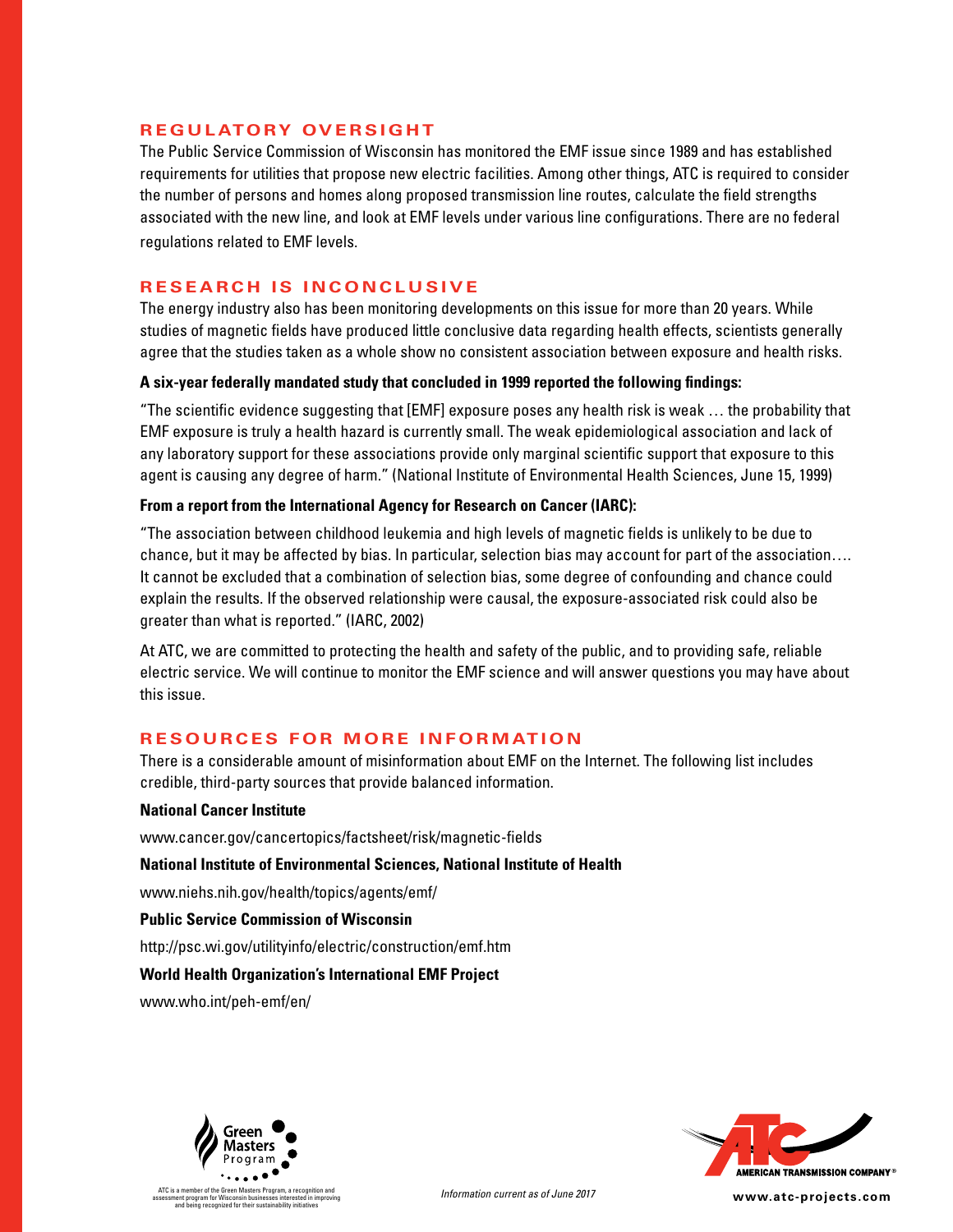## REGULATORY OVERSIGHT

The Public Service Commission of Wisconsin has monitored the EMF issue since 1989 and has established requirements for utilities that propose new electric facilities. Among other things, ATC is required to consider the number of persons and homes along proposed transmission line routes, calculate the field strengths associated with the new line, and look at EMF levels under various line configurations. There are no federal regulations related to EMF levels.

## RESEARCH IS INCONCLUSIVE

The energy industry also has been monitoring developments on this issue for more than 20 years. While studies of magnetic fields have produced little conclusive data regarding health effects, scientists generally agree that the studies taken as a whole show no consistent association between exposure and health risks.

**A six-year federally mandated study that concluded in 1999 reported the following findings:**

"The scientific evidence suggesting that [EMF] exposure poses any health risk is weak … the probability that EMF exposure is truly a health hazard is currently small. The weak epidemiological association and lack of any laboratory support for these associations provide only marginal scientific support that exposure to this agent is causing any degree of harm." (National Institute of Environmental Health Sciences, June 15, 1999)

**From a report from the International Agency for Research on Cancer (IARC):**

"The association between childhood leukemia and high levels of magnetic fields is unlikely to be due to chance, but it may be affected by bias. In particular, selection bias may account for part of the association…. It cannot be excluded that a combination of selection bias, some degree of confounding and chance could explain the results. If the observed relationship were causal, the exposure-associated risk could also be greater than what is reported." (IARC, 2002)

At ATC, we are committed to protecting the health and safety of the public, and to providing safe, reliable electric service. We will continue to monitor the EMF science and will answer questions you may have about this issue.

## RESOURCES FOR MORE INFORMATION

There is a considerable amount of misinformation about EMF on the Internet. The following list includes credible, third-party sources that provide balanced information.

**National Cancer Institute**

www.cancer.gov/cancertopics/factsheet/risk/magnetic-fields

**National Institute of Environmental Sciences, National Institute of Health**

www.niehs.nih.gov/health/topics/agents/emf/

**Public Service Commission of Wisconsin**

http://psc.wi.gov/utilityinfo/electric/construction/emf.htm

**World Health Organization's International EMF Project**

www.who.int/peh-emf/en/

Green Masters Program

ATC is a member of the Green Masters Program, a recognition and assessment program for Wisconsin businesses interested in improving and being recognized for their sustainability initiatives

*Information current as of June 2017*

ATC AMERICAN TRANSMISSION COMPANY®

www.atc-projects.com